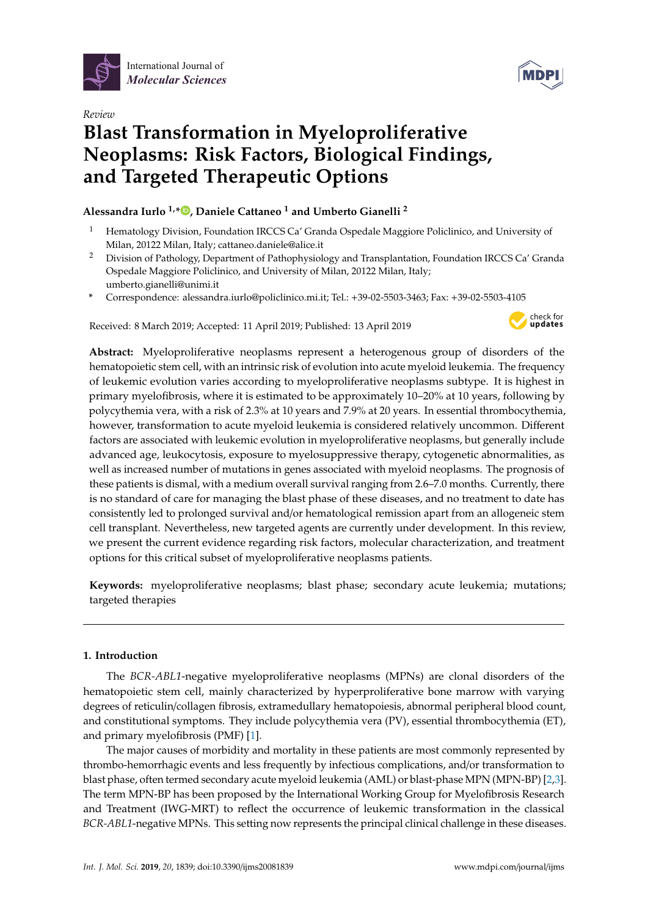International Journal of *Molecular Sciences*

*Review*

# Blast Transformation in Myeloproliferative Neoplasms: Risk Factors, Biological Findings, and Targeted Therapeutic Options

**Alessandra Iurlo [1,*], Daniele Cattaneo [1] and Umberto Gianelli [2]**

1. Hematology Division, Foundation IRCCS Ca' Granda Ospedale Maggiore Policlinico, and University of Milan, 20122 Milan, Italy; cattaneo.daniele@alice.it
2. Division of Pathology, Department of Pathophysiology and Transplantation, Foundation IRCCS Ca' Granda Ospedale Maggiore Policlinico, and University of Milan, 20122 Milan, Italy; umberto.gianelli@unimi.it

\* Correspondence: alessandra.iurlo@policlinico.mi.it; Tel.: +39-02-5503-3463; Fax: +39-02-5503-4105

Received: 8 March 2019; Accepted: 11 April 2019; Published: 13 April 2019

**Abstract:** Myeloproliferative neoplasms represent a heterogenous group of disorders of the hematopoietic stem cell, with an intrinsic risk of evolution into acute myeloid leukemia. The frequency of leukemic evolution varies according to myeloproliferative neoplasms subtype. It is highest in primary myelofibrosis, where it is estimated to be approximately 10–20% at 10 years, following by polycythemia vera, with a risk of 2.3% at 10 years and 7.9% at 20 years. In essential thrombocythemia, however, transformation to acute myeloid leukemia is considered relatively uncommon. Different factors are associated with leukemic evolution in myeloproliferative neoplasms, but generally include advanced age, leukocytosis, exposure to myelosuppressive therapy, cytogenetic abnormalities, as well as increased number of mutations in genes associated with myeloid neoplasms. The prognosis of these patients is dismal, with a medium overall survival ranging from 2.6–7.0 months. Currently, there is no standard of care for managing the blast phase of these diseases, and no treatment to date has consistently led to prolonged survival and/or hematological remission apart from an allogeneic stem cell transplant. Nevertheless, new targeted agents are currently under development. In this review, we present the current evidence regarding risk factors, molecular characterization, and treatment options for this critical subset of myeloproliferative neoplasms patients.

**Keywords:** myeloproliferative neoplasms; blast phase; secondary acute leukemia; mutations; targeted therapies

## 1. Introduction

The *BCR-ABL1*-negative myeloproliferative neoplasms (MPNs) are clonal disorders of the hematopoietic stem cell, mainly characterized by hyperproliferative bone marrow with varying degrees of reticulin/collagen fibrosis, extramedullary hematopoiesis, abnormal peripheral blood count, and constitutional symptoms. They include polycythemia vera (PV), essential thrombocythemia (ET), and primary myelofibrosis (PMF) [1].

The major causes of morbidity and mortality in these patients are most commonly represented by thrombo-hemorrhagic events and less frequently by infectious complications, and/or transformation to blast phase, often termed secondary acute myeloid leukemia (AML) or blast-phase MPN (MPN-BP) [2,3]. The term MPN-BP has been proposed by the International Working Group for Myelofibrosis Research and Treatment (IWG-MRT) to reflect the occurrence of leukemic transformation in the classical *BCR-ABL1*-negative MPNs. This setting now represents the principal clinical challenge in these diseases.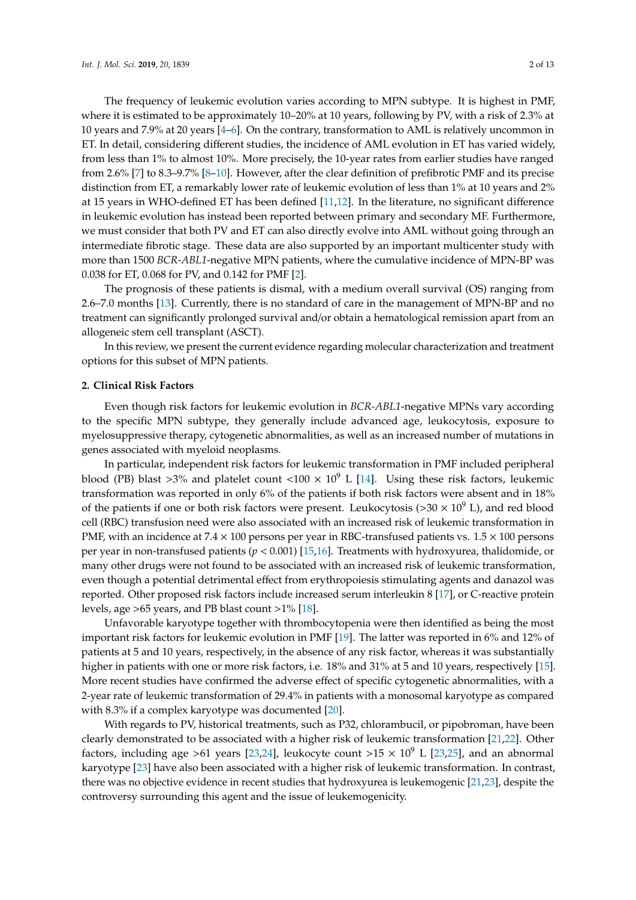The frequency of leukemic evolution varies according to MPN subtype. It is highest in PMF, where it is estimated to be approximately 10–20% at 10 years, following by PV, with a risk of 2.3% at 10 years and 7.9% at 20 years [4–6]. On the contrary, transformation to AML is relatively uncommon in ET. In detail, considering different studies, the incidence of AML evolution in ET has varied widely, from less than 1% to almost 10%. More precisely, the 10-year rates from earlier studies have ranged from 2.6% [7] to 8.3–9.7% [8–10]. However, after the clear definition of prefibrotic PMF and its precise distinction from ET, a remarkably lower rate of leukemic evolution of less than 1% at 10 years and 2% at 15 years in WHO-defined ET has been defined [11,12]. In the literature, no significant difference in leukemic evolution has instead been reported between primary and secondary MF. Furthermore, we must consider that both PV and ET can also directly evolve into AML without going through an intermediate fibrotic stage. These data are also supported by an important multicenter study with more than 1500 *BCR-ABL1*-negative MPN patients, where the cumulative incidence of MPN-BP was 0.038 for ET, 0.068 for PV, and 0.142 for PMF [2].

The prognosis of these patients is dismal, with a medium overall survival (OS) ranging from 2.6–7.0 months [13]. Currently, there is no standard of care in the management of MPN-BP and no treatment can significantly prolonged survival and/or obtain a hematological remission apart from an allogeneic stem cell transplant (ASCT).

In this review, we present the current evidence regarding molecular characterization and treatment options for this subset of MPN patients.

## 2. Clinical Risk Factors

Even though risk factors for leukemic evolution in *BCR-ABL1*-negative MPNs vary according to the specific MPN subtype, they generally include advanced age, leukocytosis, exposure to myelosuppressive therapy, cytogenetic abnormalities, as well as an increased number of mutations in genes associated with myeloid neoplasms.

In particular, independent risk factors for leukemic transformation in PMF included peripheral blood (PB) blast >3% and platelet count $<100 \times 10^9$ L [14]. Using these risk factors, leukemic transformation was reported in only 6% of the patients if both risk factors were absent and in 18% of the patients if one or both risk factors were present. Leukocytosis ($>30 \times 10^9$ L), and red blood cell (RBC) transfusion need were also associated with an increased risk of leukemic transformation in PMF, with an incidence at $7.4 \times 100$ persons per year in RBC-transfused patients vs. $1.5 \times 100$ persons per year in non-transfused patients ($p < 0.001$) [15,16]. Treatments with hydroxyurea, thalidomide, or many other drugs were not found to be associated with an increased risk of leukemic transformation, even though a potential detrimental effect from erythropoiesis stimulating agents and danazol was reported. Other proposed risk factors include increased serum interleukin 8 [17], or C-reactive protein levels, age >65 years, and PB blast count >1% [18].

Unfavorable karyotype together with thrombocytopenia were then identified as being the most important risk factors for leukemic evolution in PMF [19]. The latter was reported in 6% and 12% of patients at 5 and 10 years, respectively, in the absence of any risk factor, whereas it was substantially higher in patients with one or more risk factors, i.e. 18% and 31% at 5 and 10 years, respectively [15]. More recent studies have confirmed the adverse effect of specific cytogenetic abnormalities, with a 2-year rate of leukemic transformation of 29.4% in patients with a monosomal karyotype as compared with 8.3% if a complex karyotype was documented [20].

With regards to PV, historical treatments, such as P32, chlorambucil, or pipobroman, have been clearly demonstrated to be associated with a higher risk of leukemic transformation [21,22]. Other factors, including age >61 years [23,24], leukocyte count $>15 \times 10^9$ L [23,25], and an abnormal karyotype [23] have also been associated with a higher risk of leukemic transformation. In contrast, there was no objective evidence in recent studies that hydroxyurea is leukemogenic [21,23], despite the controversy surrounding this agent and the issue of leukemogenicity.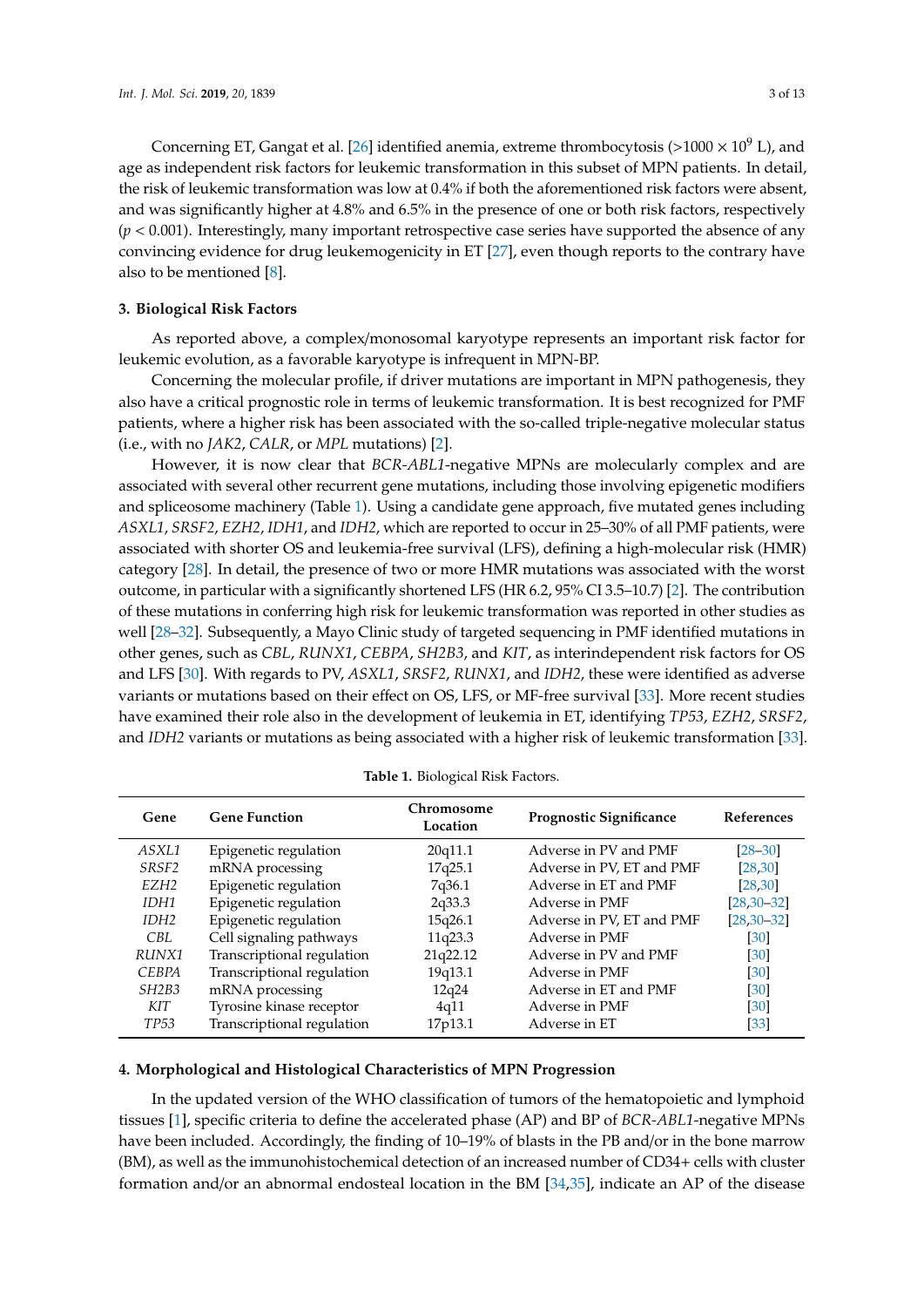Concerning ET, Gangat et al. [26] identified anemia, extreme thrombocytosis (>1000 × $10^9$ L), and age as independent risk factors for leukemic transformation in this subset of MPN patients. In detail, the risk of leukemic transformation was low at 0.4% if both the aforementioned risk factors were absent, and was significantly higher at 4.8% and 6.5% in the presence of one or both risk factors, respectively ($p < 0.001$). Interestingly, many important retrospective case series have supported the absence of any convincing evidence for drug leukemogenicity in ET [27], even though reports to the contrary have also to be mentioned [8].

## 3. Biological Risk Factors

As reported above, a complex/monosomal karyotype represents an important risk factor for leukemic evolution, as a favorable karyotype is infrequent in MPN-BP.

Concerning the molecular profile, if driver mutations are important in MPN pathogenesis, they also have a critical prognostic role in terms of leukemic transformation. It is best recognized for PMF patients, where a higher risk has been associated with the so-called triple-negative molecular status (i.e., with no *JAK2*, *CALR*, or *MPL* mutations) [2].

However, it is now clear that *BCR-ABL1*-negative MPNs are molecularly complex and are associated with several other recurrent gene mutations, including those involving epigenetic modifiers and spliceosome machinery (Table 1). Using a candidate gene approach, five mutated genes including *ASXL1*, *SRSF2*, *EZH2*, *IDH1*, and *IDH2*, which are reported to occur in 25–30% of all PMF patients, were associated with shorter OS and leukemia-free survival (LFS), defining a high-molecular risk (HMR) category [28]. In detail, the presence of two or more HMR mutations was associated with the worst outcome, in particular with a significantly shortened LFS (HR 6.2, 95% CI 3.5–10.7) [2]. The contribution of these mutations in conferring high risk for leukemic transformation was reported in other studies as well [28–32]. Subsequently, a Mayo Clinic study of targeted sequencing in PMF identified mutations in other genes, such as *CBL*, *RUNX1*, *CEBPA*, *SH2B3*, and *KIT*, as interindependent risk factors for OS and LFS [30]. With regards to PV, *ASXL1*, *SRSF2*, *RUNX1*, and *IDH2*, these were identified as adverse variants or mutations based on their effect on OS, LFS, or MF-free survival [33]. More recent studies have examined their role also in the development of leukemia in ET, identifying *TP53*, *EZH2*, *SRSF2*, and *IDH2* variants or mutations as being associated with a higher risk of leukemic transformation [33].

**Table 1.** Biological Risk Factors.

| Gene | Gene Function | Chromosome Location | Prognostic Significance | References |
|---|---|---|---|---|
| *ASXL1* | Epigenetic regulation | 20q11.1 | Adverse in PV and PMF | [28–30] |
| *SRSF2* | mRNA processing | 17q25.1 | Adverse in PV, ET and PMF | [28,30] |
| *EZH2* | Epigenetic regulation | 7q36.1 | Adverse in ET and PMF | [28,30] |
| *IDH1* | Epigenetic regulation | 2q33.3 | Adverse in PMF | [28,30–32] |
| *IDH2* | Epigenetic regulation | 15q26.1 | Adverse in PV, ET and PMF | [28,30–32] |
| *CBL* | Cell signaling pathways | 11q23.3 | Adverse in PMF | [30] |
| *RUNX1* | Transcriptional regulation | 21q22.12 | Adverse in PV and PMF | [30] |
| *CEBPA* | Transcriptional regulation | 19q13.1 | Adverse in PMF | [30] |
| *SH2B3* | mRNA processing | 12q24 | Adverse in ET and PMF | [30] |
| *KIT* | Tyrosine kinase receptor | 4q11 | Adverse in PMF | [30] |
| *TP53* | Transcriptional regulation | 17p13.1 | Adverse in ET | [33] |

## 4. Morphological and Histological Characteristics of MPN Progression

In the updated version of the WHO classification of tumors of the hematopoietic and lymphoid tissues [1], specific criteria to define the accelerated phase (AP) and BP of *BCR-ABL1*-negative MPNs have been included. Accordingly, the finding of 10–19% of blasts in the PB and/or in the bone marrow (BM), as well as the immunohistochemical detection of an increased number of CD34+ cells with cluster formation and/or an abnormal endosteal location in the BM [34,35], indicate an AP of the disease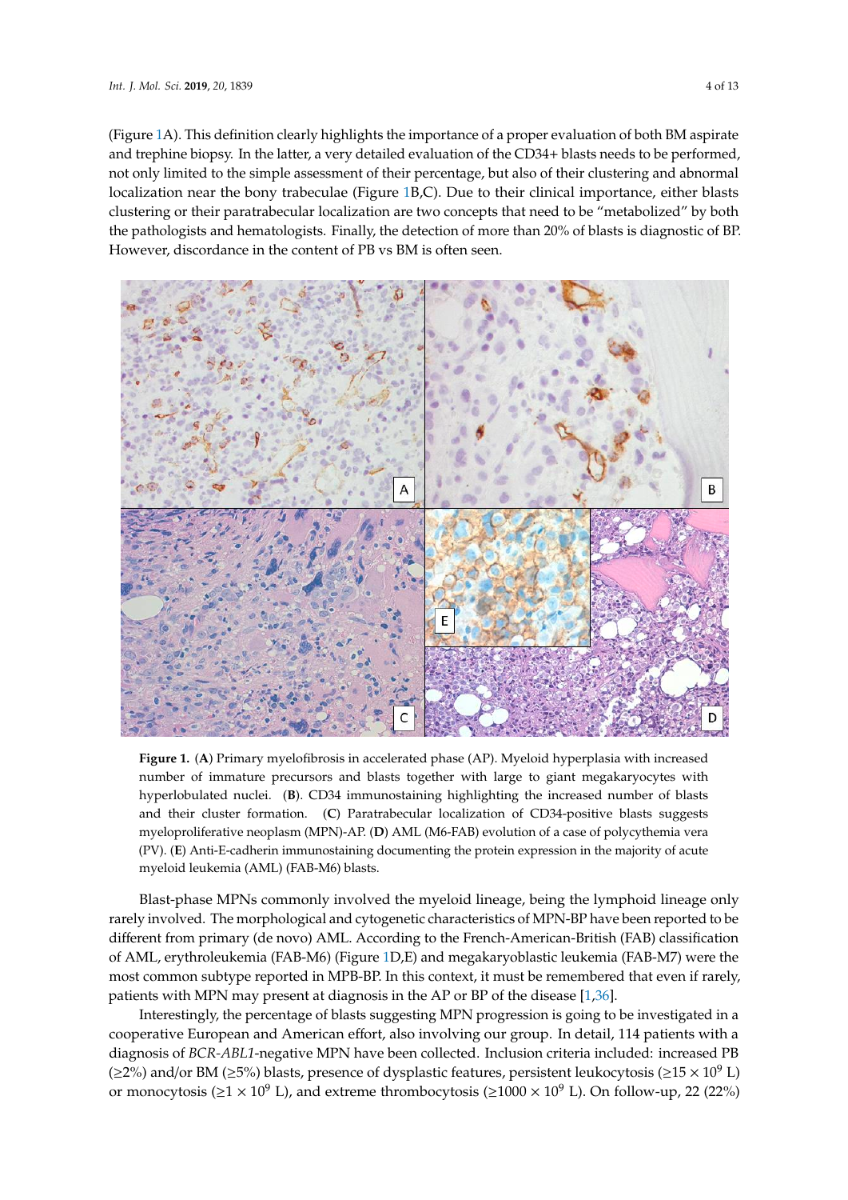(Figure 1A). This definition clearly highlights the importance of a proper evaluation of both BM aspirate and trephine biopsy. In the latter, a very detailed evaluation of the CD34+ blasts needs to be performed, not only limited to the simple assessment of their percentage, but also of their clustering and abnormal localization near the bony trabeculae (Figure 1B,C). Due to their clinical importance, either blasts clustering or their paratrabecular localization are two concepts that need to be "metabolized" by both the pathologists and hematologists. Finally, the detection of more than 20% of blasts is diagnostic of BP. However, discordance in the content of PB vs BM is often seen.

**Figure 1.** (**A**) Primary myelofibrosis in accelerated phase (AP). Myeloid hyperplasia with increased number of immature precursors and blasts together with large to giant megakaryocytes with hyperlobulated nuclei. (**B**). CD34 immunostaining highlighting the increased number of blasts and their cluster formation. (**C**) Paratrabecular localization of CD34-positive blasts suggests myeloproliferative neoplasm (MPN)-AP. (**D**) AML (M6-FAB) evolution of a case of polycythemia vera (PV). (**E**) Anti-E-cadherin immunostaining documenting the protein expression in the majority of acute myeloid leukemia (AML) (FAB-M6) blasts.

Blast-phase MPNs commonly involved the myeloid lineage, being the lymphoid lineage only rarely involved. The morphological and cytogenetic characteristics of MPN-BP have been reported to be different from primary (de novo) AML. According to the French-American-British (FAB) classification of AML, erythroleukemia (FAB-M6) (Figure 1D,E) and megakaryoblastic leukemia (FAB-M7) were the most common subtype reported in MPB-BP. In this context, it must be remembered that even if rarely, patients with MPN may present at diagnosis in the AP or BP of the disease [1,36].

Interestingly, the percentage of blasts suggesting MPN progression is going to be investigated in a cooperative European and American effort, also involving our group. In detail, 114 patients with a diagnosis of *BCR-ABL1*-negative MPN have been collected. Inclusion criteria included: increased PB (≥2%) and/or BM (≥5%) blasts, presence of dysplastic features, persistent leukocytosis (≥15 × $10^9$ L) or monocytosis (≥1 × $10^9$ L), and extreme thrombocytosis (≥1000 × $10^9$ L). On follow-up, 22 (22%)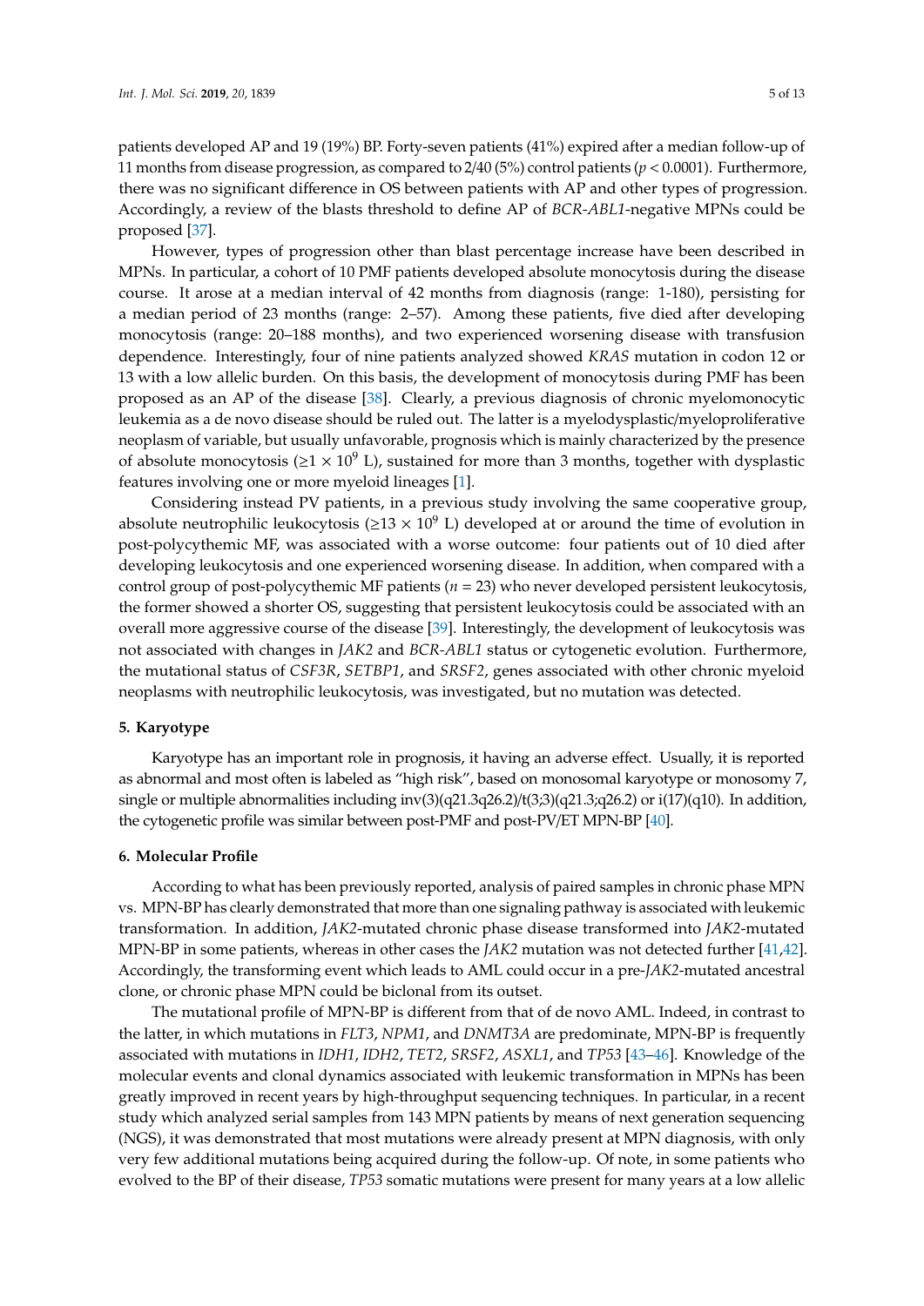patients developed AP and 19 (19%) BP. Forty-seven patients (41%) expired after a median follow-up of 11 months from disease progression, as compared to 2/40 (5%) control patients ($p < 0.0001$). Furthermore, there was no significant difference in OS between patients with AP and other types of progression. Accordingly, a review of the blasts threshold to define AP of *BCR-ABL1*-negative MPNs could be proposed [37].

However, types of progression other than blast percentage increase have been described in MPNs. In particular, a cohort of 10 PMF patients developed absolute monocytosis during the disease course. It arose at a median interval of 42 months from diagnosis (range: 1-180), persisting for a median period of 23 months (range: 2–57). Among these patients, five died after developing monocytosis (range: 20–188 months), and two experienced worsening disease with transfusion dependence. Interestingly, four of nine patients analyzed showed *KRAS* mutation in codon 12 or 13 with a low allelic burden. On this basis, the development of monocytosis during PMF has been proposed as an AP of the disease [38]. Clearly, a previous diagnosis of chronic myelomonocytic leukemia as a de novo disease should be ruled out. The latter is a myelodysplastic/myeloproliferative neoplasm of variable, but usually unfavorable, prognosis which is mainly characterized by the presence of absolute monocytosis ($\geq 1 \times 10^9$ L), sustained for more than 3 months, together with dysplastic features involving one or more myeloid lineages [1].

Considering instead PV patients, in a previous study involving the same cooperative group, absolute neutrophilic leukocytosis ($\geq 13 \times 10^9$ L) developed at or around the time of evolution in post-polycythemic MF, was associated with a worse outcome: four patients out of 10 died after developing leukocytosis and one experienced worsening disease. In addition, when compared with a control group of post-polycythemic MF patients ($n = 23$) who never developed persistent leukocytosis, the former showed a shorter OS, suggesting that persistent leukocytosis could be associated with an overall more aggressive course of the disease [39]. Interestingly, the development of leukocytosis was not associated with changes in *JAK2* and *BCR-ABL1* status or cytogenetic evolution. Furthermore, the mutational status of *CSF3R*, *SETBP1*, and *SRSF2*, genes associated with other chronic myeloid neoplasms with neutrophilic leukocytosis, was investigated, but no mutation was detected.

## 5. Karyotype

Karyotype has an important role in prognosis, it having an adverse effect. Usually, it is reported as abnormal and most often is labeled as "high risk", based on monosomal karyotype or monosomy 7, single or multiple abnormalities including inv(3)(q21.3q26.2)/t(3;3)(q21.3;q26.2) or i(17)(q10). In addition, the cytogenetic profile was similar between post-PMF and post-PV/ET MPN-BP [40].

## 6. Molecular Profile

According to what has been previously reported, analysis of paired samples in chronic phase MPN vs. MPN-BP has clearly demonstrated that more than one signaling pathway is associated with leukemic transformation. In addition, *JAK2*-mutated chronic phase disease transformed into *JAK2*-mutated MPN-BP in some patients, whereas in other cases the *JAK2* mutation was not detected further [41,42]. Accordingly, the transforming event which leads to AML could occur in a pre-*JAK2*-mutated ancestral clone, or chronic phase MPN could be biclonal from its outset.

The mutational profile of MPN-BP is different from that of de novo AML. Indeed, in contrast to the latter, in which mutations in *FLT3*, *NPM1*, and *DNMT3A* are predominate, MPN-BP is frequently associated with mutations in *IDH1*, *IDH2*, *TET2*, *SRSF2*, *ASXL1*, and *TP53* [43–46]. Knowledge of the molecular events and clonal dynamics associated with leukemic transformation in MPNs has been greatly improved in recent years by high-throughput sequencing techniques. In particular, in a recent study which analyzed serial samples from 143 MPN patients by means of next generation sequencing (NGS), it was demonstrated that most mutations were already present at MPN diagnosis, with only very few additional mutations being acquired during the follow-up. Of note, in some patients who evolved to the BP of their disease, *TP53* somatic mutations were present for many years at a low allelic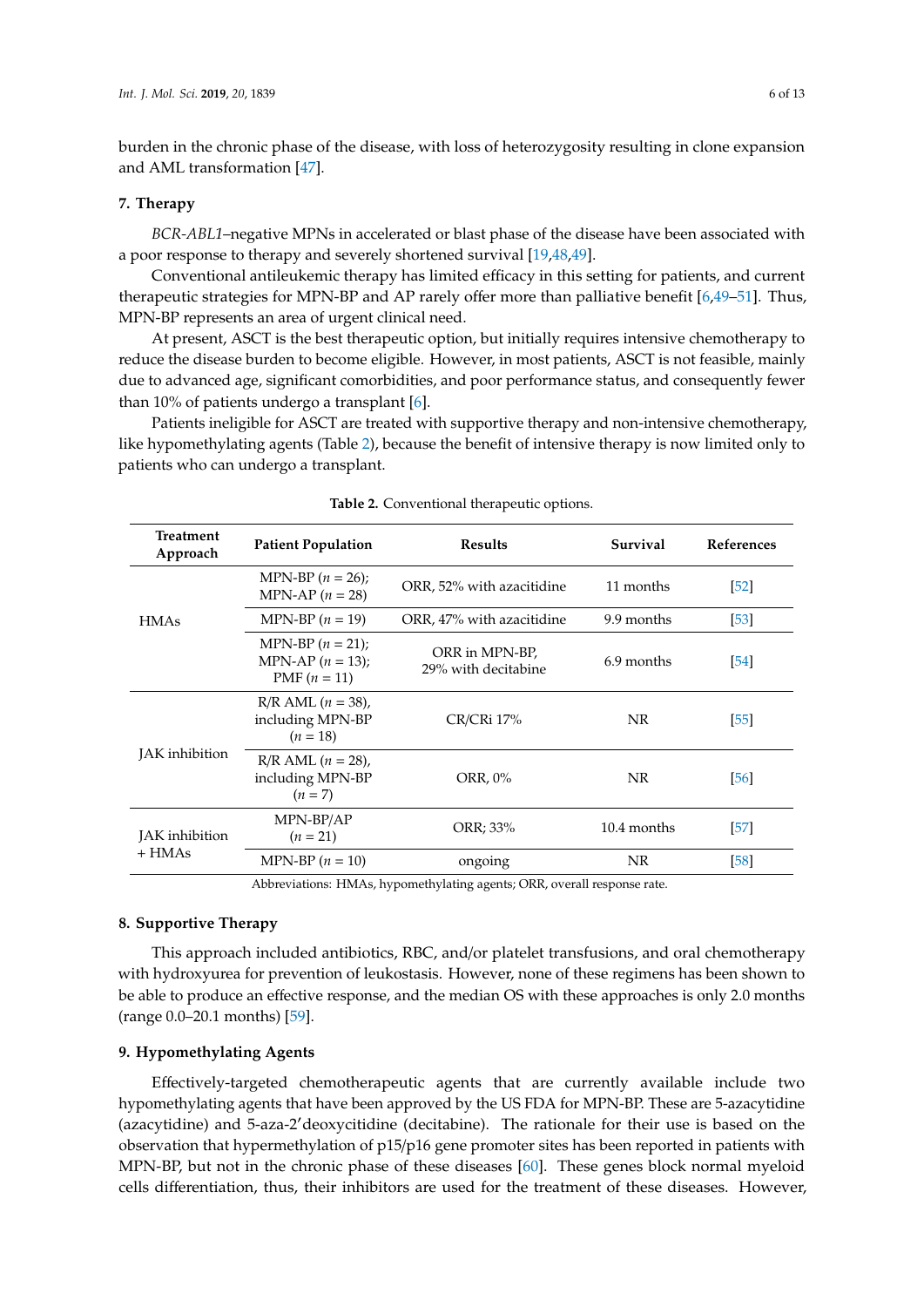burden in the chronic phase of the disease, with loss of heterozygosity resulting in clone expansion and AML transformation [47].

## 7. Therapy

*BCR-ABL1*–negative MPNs in accelerated or blast phase of the disease have been associated with a poor response to therapy and severely shortened survival [19,48,49].

Conventional antileukemic therapy has limited efficacy in this setting for patients, and current therapeutic strategies for MPN-BP and AP rarely offer more than palliative benefit [6,49–51]. Thus, MPN-BP represents an area of urgent clinical need.

At present, ASCT is the best therapeutic option, but initially requires intensive chemotherapy to reduce the disease burden to become eligible. However, in most patients, ASCT is not feasible, mainly due to advanced age, significant comorbidities, and poor performance status, and consequently fewer than 10% of patients undergo a transplant [6].

Patients ineligible for ASCT are treated with supportive therapy and non-intensive chemotherapy, like hypomethylating agents (Table 2), because the benefit of intensive therapy is now limited only to patients who can undergo a transplant.

**Table 2.** Conventional therapeutic options.

| Treatment Approach | Patient Population | Results | Survival | References |
|---|---|---|---|---|
| HMAs | MPN-BP (*n* = 26); MPN-AP (*n* = 28) | ORR, 52% with azacitidine | 11 months | [52] |
| | MPN-BP (*n* = 19) | ORR, 47% with azacitidine | 9.9 months | [53] |
| | MPN-BP (*n* = 21); MPN-AP (*n* = 13); PMF (*n* = 11) | ORR in MPN-BP, 29% with decitabine | 6.9 months | [54] |
| JAK inhibition | R/R AML (*n* = 38), including MPN-BP (*n* = 18) | CR/CRi 17% | NR | [55] |
| | R/R AML (*n* = 28), including MPN-BP (*n* = 7) | ORR, 0% | NR | [56] |
| JAK inhibition + HMAs | MPN-BP/AP (*n* = 21) | ORR; 33% | 10.4 months | [57] |
| | MPN-BP (*n* = 10) | ongoing | NR | [58] |

Abbreviations: HMAs, hypomethylating agents; ORR, overall response rate.

## 8. Supportive Therapy

This approach included antibiotics, RBC, and/or platelet transfusions, and oral chemotherapy with hydroxyurea for prevention of leukostasis. However, none of these regimens has been shown to be able to produce an effective response, and the median OS with these approaches is only 2.0 months (range 0.0–20.1 months) [59].

## 9. Hypomethylating Agents

Effectively-targeted chemotherapeutic agents that are currently available include two hypomethylating agents that have been approved by the US FDA for MPN-BP. These are 5-azacytidine (azacytidine) and 5-aza-2′deoxycitidine (decitabine). The rationale for their use is based on the observation that hypermethylation of p15/p16 gene promoter sites has been reported in patients with MPN-BP, but not in the chronic phase of these diseases [60]. These genes block normal myeloid cells differentiation, thus, their inhibitors are used for the treatment of these diseases. However,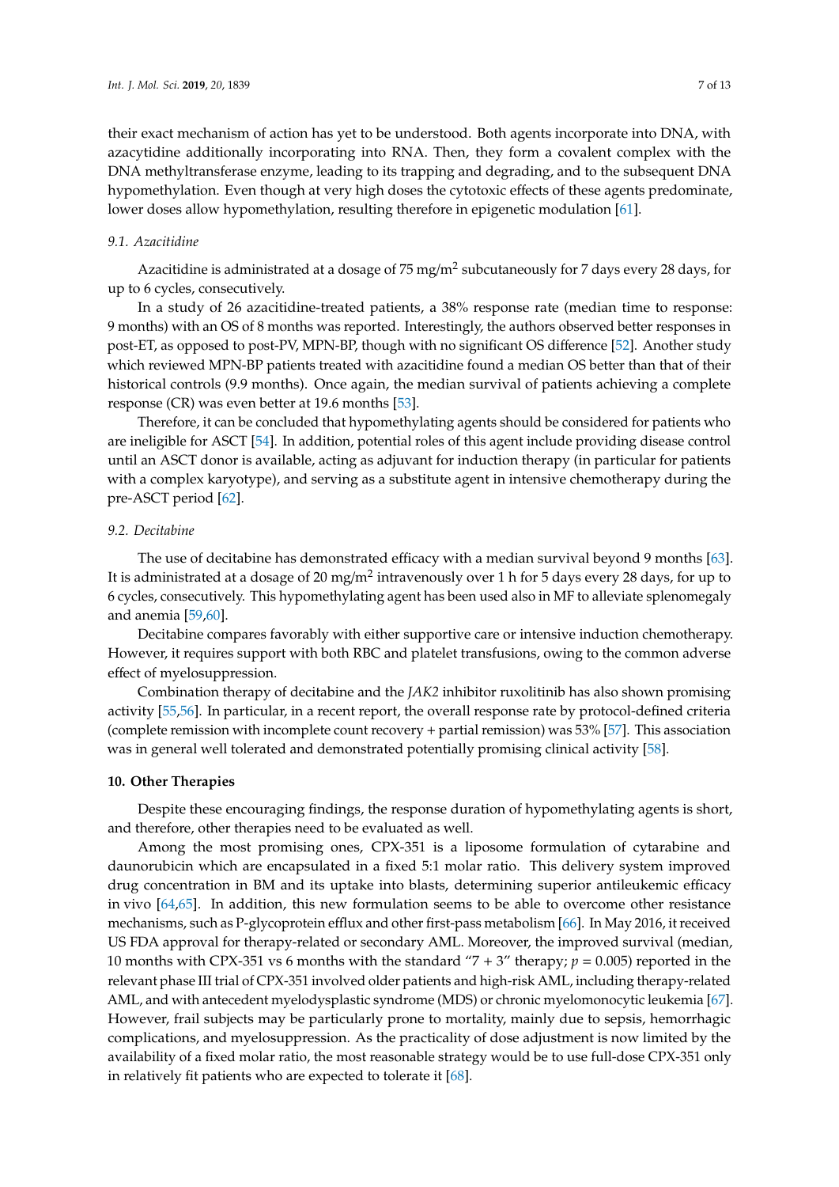their exact mechanism of action has yet to be understood. Both agents incorporate into DNA, with azacytidine additionally incorporating into RNA. Then, they form a covalent complex with the DNA methyltransferase enzyme, leading to its trapping and degrading, and to the subsequent DNA hypomethylation. Even though at very high doses the cytotoxic effects of these agents predominate, lower doses allow hypomethylation, resulting therefore in epigenetic modulation [61].

### *9.1. Azacitidine*

Azacitidine is administrated at a dosage of 75 mg/m$^2$ subcutaneously for 7 days every 28 days, for up to 6 cycles, consecutively.

In a study of 26 azacitidine-treated patients, a 38% response rate (median time to response: 9 months) with an OS of 8 months was reported. Interestingly, the authors observed better responses in post-ET, as opposed to post-PV, MPN-BP, though with no significant OS difference [52]. Another study which reviewed MPN-BP patients treated with azacitidine found a median OS better than that of their historical controls (9.9 months). Once again, the median survival of patients achieving a complete response (CR) was even better at 19.6 months [53].

Therefore, it can be concluded that hypomethylating agents should be considered for patients who are ineligible for ASCT [54]. In addition, potential roles of this agent include providing disease control until an ASCT donor is available, acting as adjuvant for induction therapy (in particular for patients with a complex karyotype), and serving as a substitute agent in intensive chemotherapy during the pre-ASCT period [62].

### *9.2. Decitabine*

The use of decitabine has demonstrated efficacy with a median survival beyond 9 months [63]. It is administrated at a dosage of 20 mg/m$^2$ intravenously over 1 h for 5 days every 28 days, for up to 6 cycles, consecutively. This hypomethylating agent has been used also in MF to alleviate splenomegaly and anemia [59,60].

Decitabine compares favorably with either supportive care or intensive induction chemotherapy. However, it requires support with both RBC and platelet transfusions, owing to the common adverse effect of myelosuppression.

Combination therapy of decitabine and the *JAK2* inhibitor ruxolitinib has also shown promising activity [55,56]. In particular, in a recent report, the overall response rate by protocol-defined criteria (complete remission with incomplete count recovery + partial remission) was 53% [57]. This association was in general well tolerated and demonstrated potentially promising clinical activity [58].

## **10. Other Therapies**

Despite these encouraging findings, the response duration of hypomethylating agents is short, and therefore, other therapies need to be evaluated as well.

Among the most promising ones, CPX-351 is a liposome formulation of cytarabine and daunorubicin which are encapsulated in a fixed 5:1 molar ratio. This delivery system improved drug concentration in BM and its uptake into blasts, determining superior antileukemic efficacy in vivo [64,65]. In addition, this new formulation seems to be able to overcome other resistance mechanisms, such as P-glycoprotein efflux and other first-pass metabolism [66]. In May 2016, it received US FDA approval for therapy-related or secondary AML. Moreover, the improved survival (median, 10 months with CPX-351 vs 6 months with the standard "7 + 3" therapy; $p = 0.005$) reported in the relevant phase III trial of CPX-351 involved older patients and high-risk AML, including therapy-related AML, and with antecedent myelodysplastic syndrome (MDS) or chronic myelomonocytic leukemia [67]. However, frail subjects may be particularly prone to mortality, mainly due to sepsis, hemorrhagic complications, and myelosuppression. As the practicality of dose adjustment is now limited by the availability of a fixed molar ratio, the most reasonable strategy would be to use full-dose CPX-351 only in relatively fit patients who are expected to tolerate it [68].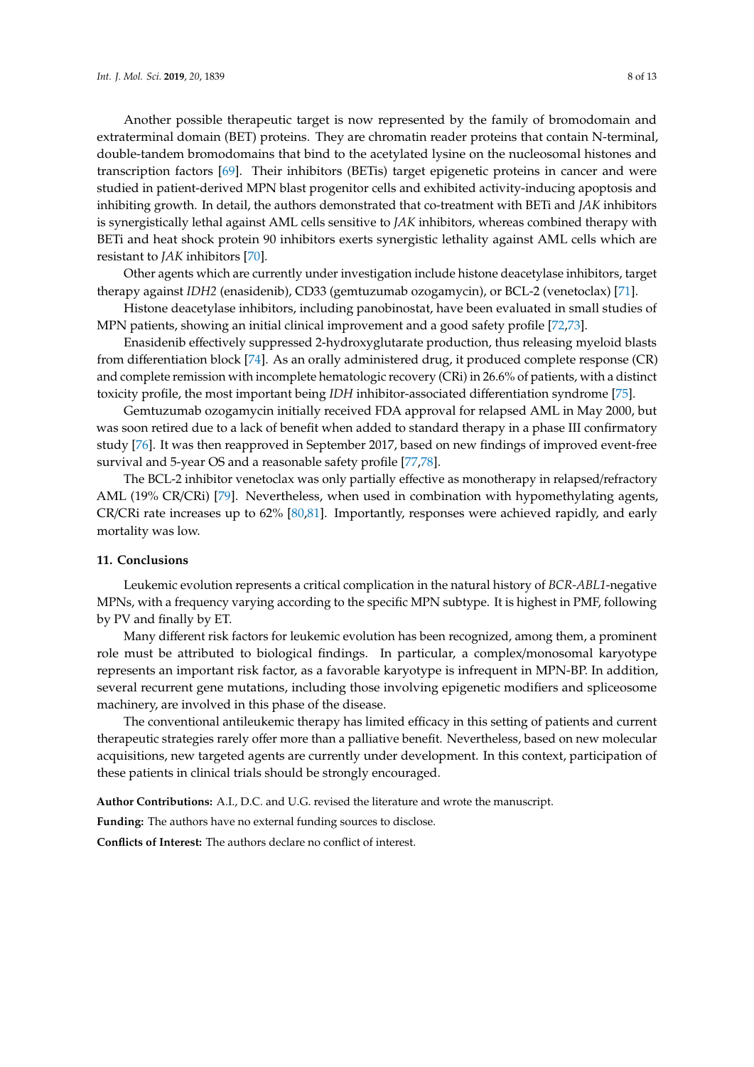Another possible therapeutic target is now represented by the family of bromodomain and extraterminal domain (BET) proteins. They are chromatin reader proteins that contain N-terminal, double-tandem bromodomains that bind to the acetylated lysine on the nucleosomal histones and transcription factors [69]. Their inhibitors (BETis) target epigenetic proteins in cancer and were studied in patient-derived MPN blast progenitor cells and exhibited activity-inducing apoptosis and inhibiting growth. In detail, the authors demonstrated that co-treatment with BETi and *JAK* inhibitors is synergistically lethal against AML cells sensitive to *JAK* inhibitors, whereas combined therapy with BETi and heat shock protein 90 inhibitors exerts synergistic lethality against AML cells which are resistant to *JAK* inhibitors [70].

Other agents which are currently under investigation include histone deacetylase inhibitors, target therapy against *IDH2* (enasidenib), CD33 (gemtuzumab ozogamycin), or BCL-2 (venetoclax) [71].

Histone deacetylase inhibitors, including panobinostat, have been evaluated in small studies of MPN patients, showing an initial clinical improvement and a good safety profile [72,73].

Enasidenib effectively suppressed 2-hydroxyglutarate production, thus releasing myeloid blasts from differentiation block [74]. As an orally administered drug, it produced complete response (CR) and complete remission with incomplete hematologic recovery (CRi) in 26.6% of patients, with a distinct toxicity profile, the most important being *IDH* inhibitor-associated differentiation syndrome [75].

Gemtuzumab ozogamycin initially received FDA approval for relapsed AML in May 2000, but was soon retired due to a lack of benefit when added to standard therapy in a phase III confirmatory study [76]. It was then reapproved in September 2017, based on new findings of improved event-free survival and 5-year OS and a reasonable safety profile [77,78].

The BCL-2 inhibitor venetoclax was only partially effective as monotherapy in relapsed/refractory AML (19% CR/CRi) [79]. Nevertheless, when used in combination with hypomethylating agents, CR/CRi rate increases up to 62% [80,81]. Importantly, responses were achieved rapidly, and early mortality was low.

## 11. Conclusions

Leukemic evolution represents a critical complication in the natural history of *BCR-ABL1*-negative MPNs, with a frequency varying according to the specific MPN subtype. It is highest in PMF, following by PV and finally by ET.

Many different risk factors for leukemic evolution has been recognized, among them, a prominent role must be attributed to biological findings. In particular, a complex/monosomal karyotype represents an important risk factor, as a favorable karyotype is infrequent in MPN-BP. In addition, several recurrent gene mutations, including those involving epigenetic modifiers and spliceosome machinery, are involved in this phase of the disease.

The conventional antileukemic therapy has limited efficacy in this setting of patients and current therapeutic strategies rarely offer more than a palliative benefit. Nevertheless, based on new molecular acquisitions, new targeted agents are currently under development. In this context, participation of these patients in clinical trials should be strongly encouraged.

**Author Contributions:** A.I., D.C. and U.G. revised the literature and wrote the manuscript.

**Funding:** The authors have no external funding sources to disclose.

**Conflicts of Interest:** The authors declare no conflict of interest.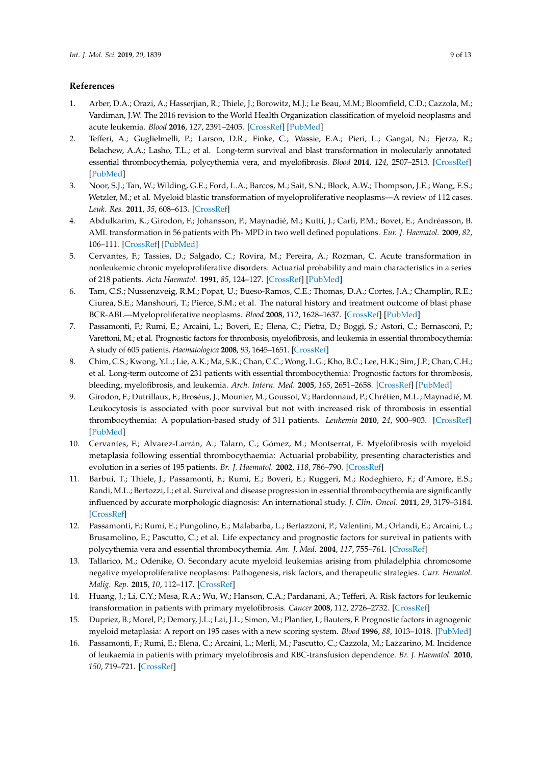## References

1. Arber, D.A.; Orazi, A.; Hasserjian, R.; Thiele, J.; Borowitz, M.J.; Le Beau, M.M.; Bloomfield, C.D.; Cazzola, M.; Vardiman, J.W. The 2016 revision to the World Health Organization classification of myeloid neoplasms and acute leukemia. *Blood* **2016**, *127*, 2391–2405. [CrossRef] [PubMed]
2. Tefferi, A.; Guglielmelli, P.; Larson, D.R.; Finke, C.; Wassie, E.A.; Pieri, L.; Gangat, N.; Fjerza, R.; Belachew, A.A.; Lasho, T.L.; et al. Long-term survival and blast transformation in molecularly annotated essential thrombocythemia, polycythemia vera, and myelofibrosis. *Blood* **2014**, *124*, 2507–2513. [CrossRef] [PubMed]
3. Noor, S.J.; Tan, W.; Wilding, G.E.; Ford, L.A.; Barcos, M.; Sait, S.N.; Block, A.W.; Thompson, J.E.; Wang, E.S.; Wetzler, M.; et al. Myeloid blastic transformation of myeloproliferative neoplasms—A review of 112 cases. *Leuk. Res.* **2011**, *35*, 608–613. [CrossRef]
4. Abdulkarim, K.; Girodon, F.; Johansson, P.; Maynadié, M.; Kutti, J.; Carli, P.M.; Bovet, E.; Andréasson, B. AML transformation in 56 patients with Ph- MPD in two well defined populations. *Eur. J. Haematol.* **2009**, *82*, 106–111. [CrossRef] [PubMed]
5. Cervantes, F.; Tassies, D.; Salgado, C.; Rovira, M.; Pereira, A.; Rozman, C. Acute transformation in nonleukemic chronic myeloproliferative disorders: Actuarial probability and main characteristics in a series of 218 patients. *Acta Haematol.* **1991**, *85*, 124–127. [CrossRef] [PubMed]
6. Tam, C.S.; Nussenzveig, R.M.; Popat, U.; Bueso-Ramos, C.E.; Thomas, D.A.; Cortes, J.A.; Champlin, R.E.; Ciurea, S.E.; Manshouri, T.; Pierce, S.M.; et al. The natural history and treatment outcome of blast phase BCR-ABL—Myeloproliferative neoplasms. *Blood* **2008**, *112*, 1628–1637. [CrossRef] [PubMed]
7. Passamonti, F.; Rumi, E.; Arcaini, L.; Boveri, E.; Elena, C.; Pietra, D.; Boggi, S.; Astori, C.; Bernasconi, P.; Varettoni, M.; et al. Prognostic factors for thrombosis, myelofibrosis, and leukemia in essential thrombocythemia: A study of 605 patients. *Haematologica* **2008**, *93*, 1645–1651. [CrossRef]
8. Chim, C.S.; Kwong, Y.L.; Lie, A.K.; Ma, S.K.; Chan, C.C.; Wong, L.G.; Kho, B.C.; Lee, H.K.; Sim, J.P.; Chan, C.H.; et al. Long-term outcome of 231 patients with essential thrombocythemia: Prognostic factors for thrombosis, bleeding, myelofibrosis, and leukemia. *Arch. Intern. Med.* **2005**, *165*, 2651–2658. [CrossRef] [PubMed]
9. Girodon, F.; Dutrillaux, F.; Broséus, J.; Mounier, M.; Goussot, V.; Bardonnaud, P.; Chrétien, M.L.; Maynadié, M. Leukocytosis is associated with poor survival but not with increased risk of thrombosis in essential thrombocythemia: A population-based study of 311 patients. *Leukemia* **2010**, *24*, 900–903. [CrossRef] [PubMed]
10. Cervantes, F.; Alvarez-Larrán, A.; Talarn, C.; Gómez, M.; Montserrat, E. Myelofibrosis with myeloid metaplasia following essential thrombocythaemia: Actuarial probability, presenting characteristics and evolution in a series of 195 patients. *Br. J. Haematol.* **2002**, *118*, 786–790. [CrossRef]
11. Barbui, T.; Thiele, J.; Passamonti, F.; Rumi, E.; Boveri, E.; Ruggeri, M.; Rodeghiero, F.; d'Amore, E.S.; Randi, M.L.; Bertozzi, I.; et al. Survival and disease progression in essential thrombocythemia are significantly influenced by accurate morphologic diagnosis: An international study. *J. Clin. Oncol.* **2011**, *29*, 3179–3184. [CrossRef]
12. Passamonti, F.; Rumi, E.; Pungolino, E.; Malabarba, L.; Bertazzoni, P.; Valentini, M.; Orlandi, E.; Arcaini, L.; Brusamolino, E.; Pascutto, C.; et al. Life expectancy and prognostic factors for survival in patients with polycythemia vera and essential thrombocythemia. *Am. J. Med.* **2004**, *117*, 755–761. [CrossRef]
13. Tallarico, M.; Odenike, O. Secondary acute myeloid leukemias arising from philadelphia chromosome negative myeloproliferative neoplasms: Pathogenesis, risk factors, and therapeutic strategies. *Curr. Hematol. Malig. Rep.* **2015**, *10*, 112–117. [CrossRef]
14. Huang, J.; Li, C.Y.; Mesa, R.A.; Wu, W.; Hanson, C.A.; Pardanani, A.; Tefferi, A. Risk factors for leukemic transformation in patients with primary myelofibrosis. *Cancer* **2008**, *112*, 2726–2732. [CrossRef]
15. Dupriez, B.; Morel, P.; Demory, J.L.; Lai, J.L.; Simon, M.; Plantier, I.; Bauters, F. Prognostic factors in agnogenic myeloid metaplasia: A report on 195 cases with a new scoring system. *Blood* **1996**, *88*, 1013–1018. [PubMed]
16. Passamonti, F.; Rumi, E.; Elena, C.; Arcaini, L.; Merli, M.; Pascutto, C.; Cazzola, M.; Lazzarino, M. Incidence of leukaemia in patients with primary myelofibrosis and RBC-transfusion dependence. *Br. J. Haematol.* **2010**, *150*, 719–721. [CrossRef]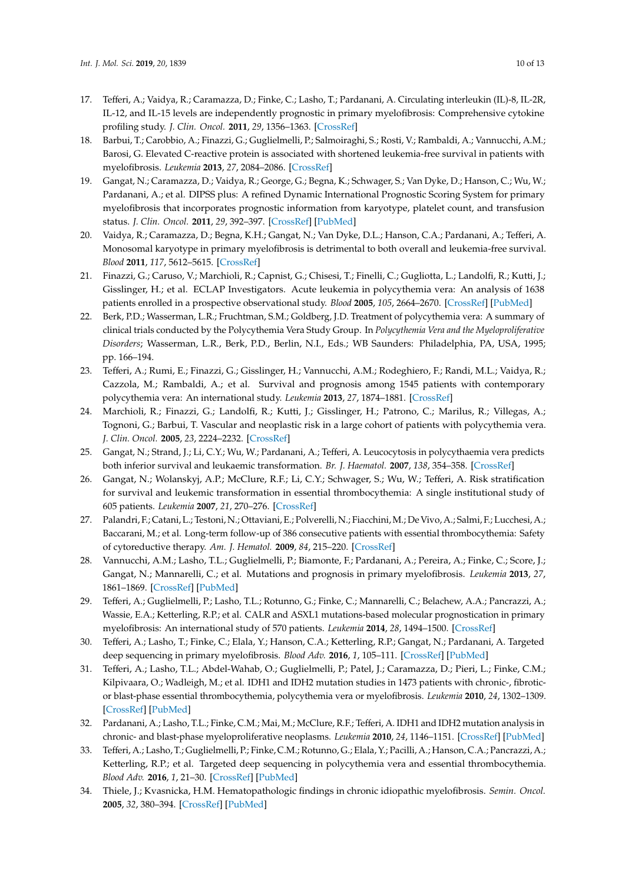17. Tefferi, A.; Vaidya, R.; Caramazza, D.; Finke, C.; Lasho, T.; Pardanani, A. Circulating interleukin (IL)-8, IL-2R, IL-12, and IL-15 levels are independently prognostic in primary myelofibrosis: Comprehensive cytokine profiling study. *J. Clin. Oncol.* **2011**, *29*, 1356–1363. [CrossRef]
18. Barbui, T.; Carobbio, A.; Finazzi, G.; Guglielmelli, P.; Salmoiraghi, S.; Rosti, V.; Rambaldi, A.; Vannucchi, A.M.; Barosi, G. Elevated C-reactive protein is associated with shortened leukemia-free survival in patients with myelofibrosis. *Leukemia* **2013**, *27*, 2084–2086. [CrossRef]
19. Gangat, N.; Caramazza, D.; Vaidya, R.; George, G.; Begna, K.; Schwager, S.; Van Dyke, D.; Hanson, C.; Wu, W.; Pardanani, A.; et al. DIPSS plus: A refined Dynamic International Prognostic Scoring System for primary myelofibrosis that incorporates prognostic information from karyotype, platelet count, and transfusion status. *J. Clin. Oncol.* **2011**, *29*, 392–397. [CrossRef] [PubMed]
20. Vaidya, R.; Caramazza, D.; Begna, K.H.; Gangat, N.; Van Dyke, D.L.; Hanson, C.A.; Pardanani, A.; Tefferi, A. Monosomal karyotype in primary myelofibrosis is detrimental to both overall and leukemia-free survival. *Blood* **2011**, *117*, 5612–5615. [CrossRef]
21. Finazzi, G.; Caruso, V.; Marchioli, R.; Capnist, G.; Chisesi, T.; Finelli, C.; Gugliotta, L.; Landolfi, R.; Kutti, J.; Gisslinger, H.; et al. ECLAP Investigators. Acute leukemia in polycythemia vera: An analysis of 1638 patients enrolled in a prospective observational study. *Blood* **2005**, *105*, 2664–2670. [CrossRef] [PubMed]
22. Berk, P.D.; Wasserman, L.R.; Fruchtman, S.M.; Goldberg, J.D. Treatment of polycythemia vera: A summary of clinical trials conducted by the Polycythemia Vera Study Group. In *Polycythemia Vera and the Myeloproliferative Disorders*; Wasserman, L.R., Berk, P.D., Berlin, N.I., Eds.; WB Saunders: Philadelphia, PA, USA, 1995; pp. 166–194.
23. Tefferi, A.; Rumi, E.; Finazzi, G.; Gisslinger, H.; Vannucchi, A.M.; Rodeghiero, F.; Randi, M.L.; Vaidya, R.; Cazzola, M.; Rambaldi, A.; et al. Survival and prognosis among 1545 patients with contemporary polycythemia vera: An international study. *Leukemia* **2013**, *27*, 1874–1881. [CrossRef]
24. Marchioli, R.; Finazzi, G.; Landolfi, R.; Kutti, J.; Gisslinger, H.; Patrono, C.; Marilus, R.; Villegas, A.; Tognoni, G.; Barbui, T. Vascular and neoplastic risk in a large cohort of patients with polycythemia vera. *J. Clin. Oncol.* **2005**, *23*, 2224–2232. [CrossRef]
25. Gangat, N.; Strand, J.; Li, C.Y.; Wu, W.; Pardanani, A.; Tefferi, A. Leucocytosis in polycythaemia vera predicts both inferior survival and leukaemic transformation. *Br. J. Haematol.* **2007**, *138*, 354–358. [CrossRef]
26. Gangat, N.; Wolanskyj, A.P.; McClure, R.F.; Li, C.Y.; Schwager, S.; Wu, W.; Tefferi, A. Risk stratification for survival and leukemic transformation in essential thrombocythemia: A single institutional study of 605 patients. *Leukemia* **2007**, *21*, 270–276. [CrossRef]
27. Palandri, F.; Catani, L.; Testoni, N.; Ottaviani, E.; Polverelli, N.; Fiacchini, M.; De Vivo, A.; Salmi, F.; Lucchesi, A.; Baccarani, M.; et al. Long-term follow-up of 386 consecutive patients with essential thrombocythemia: Safety of cytoreductive therapy. *Am. J. Hematol.* **2009**, *84*, 215–220. [CrossRef]
28. Vannucchi, A.M.; Lasho, T.L.; Guglielmelli, P.; Biamonte, F.; Pardanani, A.; Pereira, A.; Finke, C.; Score, J.; Gangat, N.; Mannarelli, C.; et al. Mutations and prognosis in primary myelofibrosis. *Leukemia* **2013**, *27*, 1861–1869. [CrossRef] [PubMed]
29. Tefferi, A.; Guglielmelli, P.; Lasho, T.L.; Rotunno, G.; Finke, C.; Mannarelli, C.; Belachew, A.A.; Pancrazzi, A.; Wassie, E.A.; Ketterling, R.P.; et al. CALR and ASXL1 mutations-based molecular prognostication in primary myelofibrosis: An international study of 570 patients. *Leukemia* **2014**, *28*, 1494–1500. [CrossRef]
30. Tefferi, A.; Lasho, T.; Finke, C.; Elala, Y.; Hanson, C.A.; Ketterling, R.P.; Gangat, N.; Pardanani, A. Targeted deep sequencing in primary myelofibrosis. *Blood Adv.* **2016**, *1*, 105–111. [CrossRef] [PubMed]
31. Tefferi, A.; Lasho, T.L.; Abdel-Wahab, O.; Guglielmelli, P.; Patel, J.; Caramazza, D.; Pieri, L.; Finke, C.M.; Kilpivaara, O.; Wadleigh, M.; et al. IDH1 and IDH2 mutation studies in 1473 patients with chronic-, fibrotic- or blast-phase essential thrombocythemia, polycythemia vera or myelofibrosis. *Leukemia* **2010**, *24*, 1302–1309. [CrossRef] [PubMed]
32. Pardanani, A.; Lasho, T.L.; Finke, C.M.; Mai, M.; McClure, R.F.; Tefferi, A. IDH1 and IDH2 mutation analysis in chronic- and blast-phase myeloproliferative neoplasms. *Leukemia* **2010**, *24*, 1146–1151. [CrossRef] [PubMed]
33. Tefferi, A.; Lasho, T.; Guglielmelli, P.; Finke, C.M.; Rotunno, G.; Elala, Y.; Pacilli, A.; Hanson, C.A.; Pancrazzi, A.; Ketterling, R.P.; et al. Targeted deep sequencing in polycythemia vera and essential thrombocythemia. *Blood Adv.* **2016**, *1*, 21–30. [CrossRef] [PubMed]
34. Thiele, J.; Kvasnicka, H.M. Hematopathologic findings in chronic idiopathic myelofibrosis. *Semin. Oncol.* **2005**, *32*, 380–394. [CrossRef] [PubMed]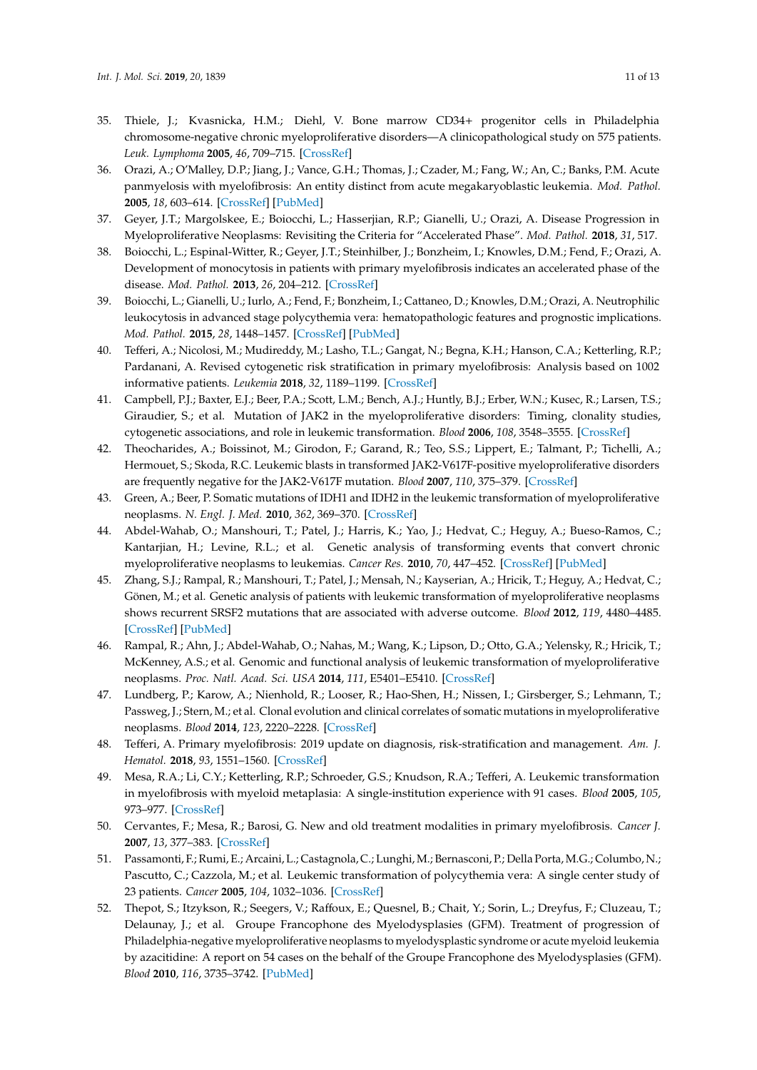35. Thiele, J.; Kvasnicka, H.M.; Diehl, V. Bone marrow CD34+ progenitor cells in Philadelphia chromosome-negative chronic myeloproliferative disorders—A clinicopathological study on 575 patients. *Leuk. Lymphoma* **2005**, *46*, 709–715. [CrossRef]
36. Orazi, A.; O'Malley, D.P.; Jiang, J.; Vance, G.H.; Thomas, J.; Czader, M.; Fang, W.; An, C.; Banks, P.M. Acute panmyelosis with myelofibrosis: An entity distinct from acute megakaryoblastic leukemia. *Mod. Pathol.* **2005**, *18*, 603–614. [CrossRef] [PubMed]
37. Geyer, J.T.; Margolskee, E.; Boiocchi, L.; Hasserjian, R.P.; Gianelli, U.; Orazi, A. Disease Progression in Myeloproliferative Neoplasms: Revisiting the Criteria for "Accelerated Phase". *Mod. Pathol.* **2018**, *31*, 517.
38. Boiocchi, L.; Espinal-Witter, R.; Geyer, J.T.; Steinhilber, J.; Bonzheim, I.; Knowles, D.M.; Fend, F.; Orazi, A. Development of monocytosis in patients with primary myelofibrosis indicates an accelerated phase of the disease. *Mod. Pathol.* **2013**, *26*, 204–212. [CrossRef]
39. Boiocchi, L.; Gianelli, U.; Iurlo, A.; Fend, F.; Bonzheim, I.; Cattaneo, D.; Knowles, D.M.; Orazi, A. Neutrophilic leukocytosis in advanced stage polycythemia vera: hematopathologic features and prognostic implications. *Mod. Pathol.* **2015**, *28*, 1448–1457. [CrossRef] [PubMed]
40. Tefferi, A.; Nicolosi, M.; Mudireddy, M.; Lasho, T.L.; Gangat, N.; Begna, K.H.; Hanson, C.A.; Ketterling, R.P.; Pardanani, A. Revised cytogenetic risk stratification in primary myelofibrosis: Analysis based on 1002 informative patients. *Leukemia* **2018**, *32*, 1189–1199. [CrossRef]
41. Campbell, P.J.; Baxter, E.J.; Beer, P.A.; Scott, L.M.; Bench, A.J.; Huntly, B.J.; Erber, W.N.; Kusec, R.; Larsen, T.S.; Giraudier, S.; et al. Mutation of JAK2 in the myeloproliferative disorders: Timing, clonality studies, cytogenetic associations, and role in leukemic transformation. *Blood* **2006**, *108*, 3548–3555. [CrossRef]
42. Theocharides, A.; Boissinot, M.; Girodon, F.; Garand, R.; Teo, S.S.; Lippert, E.; Talmant, P.; Tichelli, A.; Hermouet, S.; Skoda, R.C. Leukemic blasts in transformed JAK2-V617F-positive myeloproliferative disorders are frequently negative for the JAK2-V617F mutation. *Blood* **2007**, *110*, 375–379. [CrossRef]
43. Green, A.; Beer, P. Somatic mutations of IDH1 and IDH2 in the leukemic transformation of myeloproliferative neoplasms. *N. Engl. J. Med.* **2010**, *362*, 369–370. [CrossRef]
44. Abdel-Wahab, O.; Manshouri, T.; Patel, J.; Harris, K.; Yao, J.; Hedvat, C.; Heguy, A.; Bueso-Ramos, C.; Kantarjian, H.; Levine, R.L.; et al. Genetic analysis of transforming events that convert chronic myeloproliferative neoplasms to leukemias. *Cancer Res.* **2010**, *70*, 447–452. [CrossRef] [PubMed]
45. Zhang, S.J.; Rampal, R.; Manshouri, T.; Patel, J.; Mensah, N.; Kayserian, A.; Hricik, T.; Heguy, A.; Hedvat, C.; Gönen, M.; et al. Genetic analysis of patients with leukemic transformation of myeloproliferative neoplasms shows recurrent SRSF2 mutations that are associated with adverse outcome. *Blood* **2012**, *119*, 4480–4485. [CrossRef] [PubMed]
46. Rampal, R.; Ahn, J.; Abdel-Wahab, O.; Nahas, M.; Wang, K.; Lipson, D.; Otto, G.A.; Yelensky, R.; Hricik, T.; McKenney, A.S.; et al. Genomic and functional analysis of leukemic transformation of myeloproliferative neoplasms. *Proc. Natl. Acad. Sci. USA* **2014**, *111*, E5401–E5410. [CrossRef]
47. Lundberg, P.; Karow, A.; Nienhold, R.; Looser, R.; Hao-Shen, H.; Nissen, I.; Girsberger, S.; Lehmann, T.; Passweg, J.; Stern, M.; et al. Clonal evolution and clinical correlates of somatic mutations in myeloproliferative neoplasms. *Blood* **2014**, *123*, 2220–2228. [CrossRef]
48. Tefferi, A. Primary myelofibrosis: 2019 update on diagnosis, risk-stratification and management. *Am. J. Hematol.* **2018**, *93*, 1551–1560. [CrossRef]
49. Mesa, R.A.; Li, C.Y.; Ketterling, R.P.; Schroeder, G.S.; Knudson, R.A.; Tefferi, A. Leukemic transformation in myelofibrosis with myeloid metaplasia: A single-institution experience with 91 cases. *Blood* **2005**, *105*, 973–977. [CrossRef]
50. Cervantes, F.; Mesa, R.; Barosi, G. New and old treatment modalities in primary myelofibrosis. *Cancer J.* **2007**, *13*, 377–383. [CrossRef]
51. Passamonti, F.; Rumi, E.; Arcaini, L.; Castagnola, C.; Lunghi, M.; Bernasconi, P.; Della Porta, M.G.; Columbo, N.; Pascutto, C.; Cazzola, M.; et al. Leukemic transformation of polycythemia vera: A single center study of 23 patients. *Cancer* **2005**, *104*, 1032–1036. [CrossRef]
52. Thepot, S.; Itzykson, R.; Seegers, V.; Raffoux, E.; Quesnel, B.; Chait, Y.; Sorin, L.; Dreyfus, F.; Cluzeau, T.; Delaunay, J.; et al. Groupe Francophone des Myelodysplasies (GFM). Treatment of progression of Philadelphia-negative myeloproliferative neoplasms to myelodysplastic syndrome or acute myeloid leukemia by azacitidine: A report on 54 cases on the behalf of the Groupe Francophone des Myelodysplasies (GFM). *Blood* **2010**, *116*, 3735–3742. [PubMed]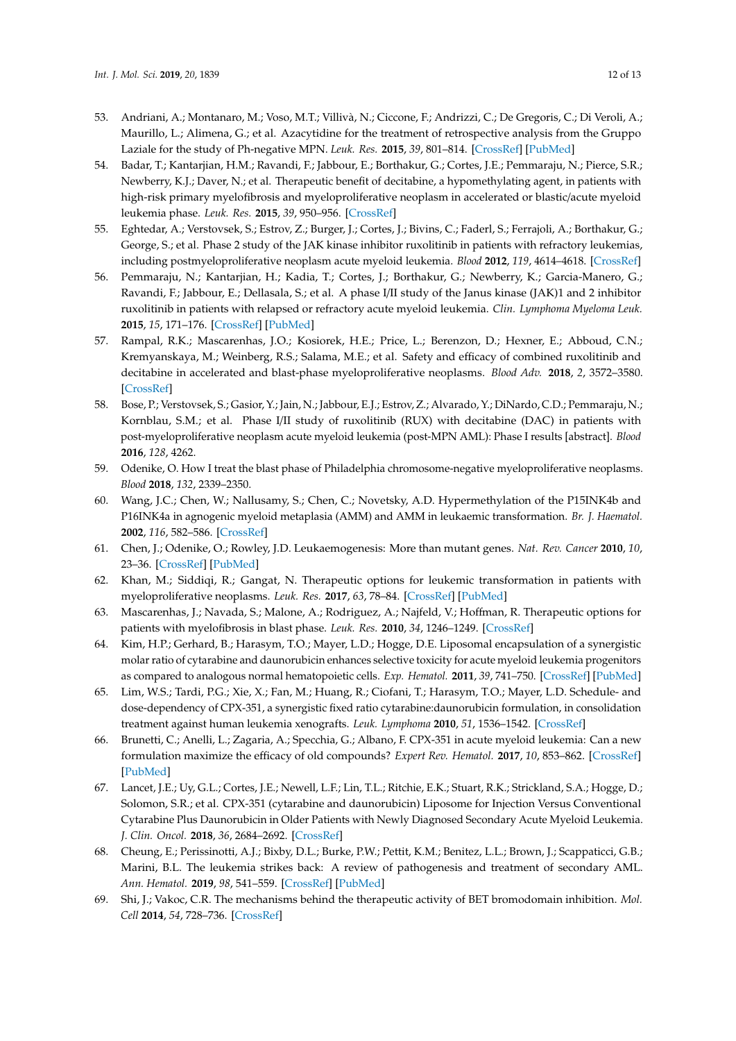53. Andriani, A.; Montanaro, M.; Voso, M.T.; Villivà, N.; Ciccone, F.; Andrizzi, C.; De Gregoris, C.; Di Veroli, A.; Maurillo, L.; Alimena, G.; et al. Azacytidine for the treatment of retrospective analysis from the Gruppo Laziale for the study of Ph-negative MPN. *Leuk. Res.* **2015**, *39*, 801–814. [CrossRef] [PubMed]
54. Badar, T.; Kantarjian, H.M.; Ravandi, F.; Jabbour, E.; Borthakur, G.; Cortes, J.E.; Pemmaraju, N.; Pierce, S.R.; Newberry, K.J.; Daver, N.; et al. Therapeutic benefit of decitabine, a hypomethylating agent, in patients with high-risk primary myelofibrosis and myeloproliferative neoplasm in accelerated or blastic/acute myeloid leukemia phase. *Leuk. Res.* **2015**, *39*, 950–956. [CrossRef]
55. Eghtedar, A.; Verstovsek, S.; Estrov, Z.; Burger, J.; Cortes, J.; Bivins, C.; Faderl, S.; Ferrajoli, A.; Borthakur, G.; George, S.; et al. Phase 2 study of the JAK kinase inhibitor ruxolitinib in patients with refractory leukemias, including postmyeloproliferative neoplasm acute myeloid leukemia. *Blood* **2012**, *119*, 4614–4618. [CrossRef]
56. Pemmaraju, N.; Kantarjian, H.; Kadia, T.; Cortes, J.; Borthakur, G.; Newberry, K.; Garcia-Manero, G.; Ravandi, F.; Jabbour, E.; Dellasala, S.; et al. A phase I/II study of the Janus kinase (JAK)1 and 2 inhibitor ruxolitinib in patients with relapsed or refractory acute myeloid leukemia. *Clin. Lymphoma Myeloma Leuk.* **2015**, *15*, 171–176. [CrossRef] [PubMed]
57. Rampal, R.K.; Mascarenhas, J.O.; Kosiorek, H.E.; Price, L.; Berenzon, D.; Hexner, E.; Abboud, C.N.; Kremyanskaya, M.; Weinberg, R.S.; Salama, M.E.; et al. Safety and efficacy of combined ruxolitinib and decitabine in accelerated and blast-phase myeloproliferative neoplasms. *Blood Adv.* **2018**, *2*, 3572–3580. [CrossRef]
58. Bose, P.; Verstovsek, S.; Gasior, Y.; Jain, N.; Jabbour, E.J.; Estrov, Z.; Alvarado, Y.; DiNardo, C.D.; Pemmaraju, N.; Kornblau, S.M.; et al. Phase I/II study of ruxolitinib (RUX) with decitabine (DAC) in patients with post-myeloproliferative neoplasm acute myeloid leukemia (post-MPN AML): Phase I results [abstract]. *Blood* **2016**, *128*, 4262.
59. Odenike, O. How I treat the blast phase of Philadelphia chromosome-negative myeloproliferative neoplasms. *Blood* **2018**, *132*, 2339–2350.
60. Wang, J.C.; Chen, W.; Nallusamy, S.; Chen, C.; Novetsky, A.D. Hypermethylation of the P15INK4b and P16INK4a in agnogenic myeloid metaplasia (AMM) and AMM in leukaemic transformation. *Br. J. Haematol.* **2002**, *116*, 582–586. [CrossRef]
61. Chen, J.; Odenike, O.; Rowley, J.D. Leukaemogenesis: More than mutant genes. *Nat. Rev. Cancer* **2010**, *10*, 23–36. [CrossRef] [PubMed]
62. Khan, M.; Siddiqi, R.; Gangat, N. Therapeutic options for leukemic transformation in patients with myeloproliferative neoplasms. *Leuk. Res.* **2017**, *63*, 78–84. [CrossRef] [PubMed]
63. Mascarenhas, J.; Navada, S.; Malone, A.; Rodriguez, A.; Najfeld, V.; Hoffman, R. Therapeutic options for patients with myelofibrosis in blast phase. *Leuk. Res.* **2010**, *34*, 1246–1249. [CrossRef]
64. Kim, H.P.; Gerhard, B.; Harasym, T.O.; Mayer, L.D.; Hogge, D.E. Liposomal encapsulation of a synergistic molar ratio of cytarabine and daunorubicin enhances selective toxicity for acute myeloid leukemia progenitors as compared to analogous normal hematopoietic cells. *Exp. Hematol.* **2011**, *39*, 741–750. [CrossRef] [PubMed]
65. Lim, W.S.; Tardi, P.G.; Xie, X.; Fan, M.; Huang, R.; Ciofani, T.; Harasym, T.O.; Mayer, L.D. Schedule- and dose-dependency of CPX-351, a synergistic fixed ratio cytarabine:daunorubicin formulation, in consolidation treatment against human leukemia xenografts. *Leuk. Lymphoma* **2010**, *51*, 1536–1542. [CrossRef]
66. Brunetti, C.; Anelli, L.; Zagaria, A.; Specchia, G.; Albano, F. CPX-351 in acute myeloid leukemia: Can a new formulation maximize the efficacy of old compounds? *Expert Rev. Hematol.* **2017**, *10*, 853–862. [CrossRef] [PubMed]
67. Lancet, J.E.; Uy, G.L.; Cortes, J.E.; Newell, L.F.; Lin, T.L.; Ritchie, E.K.; Stuart, R.K.; Strickland, S.A.; Hogge, D.; Solomon, S.R.; et al. CPX-351 (cytarabine and daunorubicin) Liposome for Injection Versus Conventional Cytarabine Plus Daunorubicin in Older Patients with Newly Diagnosed Secondary Acute Myeloid Leukemia. *J. Clin. Oncol.* **2018**, *36*, 2684–2692. [CrossRef]
68. Cheung, E.; Perissinotti, A.J.; Bixby, D.L.; Burke, P.W.; Pettit, K.M.; Benitez, L.L.; Brown, J.; Scappaticci, G.B.; Marini, B.L. The leukemia strikes back: A review of pathogenesis and treatment of secondary AML. *Ann. Hematol.* **2019**, *98*, 541–559. [CrossRef] [PubMed]
69. Shi, J.; Vakoc, C.R. The mechanisms behind the therapeutic activity of BET bromodomain inhibition. *Mol. Cell* **2014**, *54*, 728–736. [CrossRef]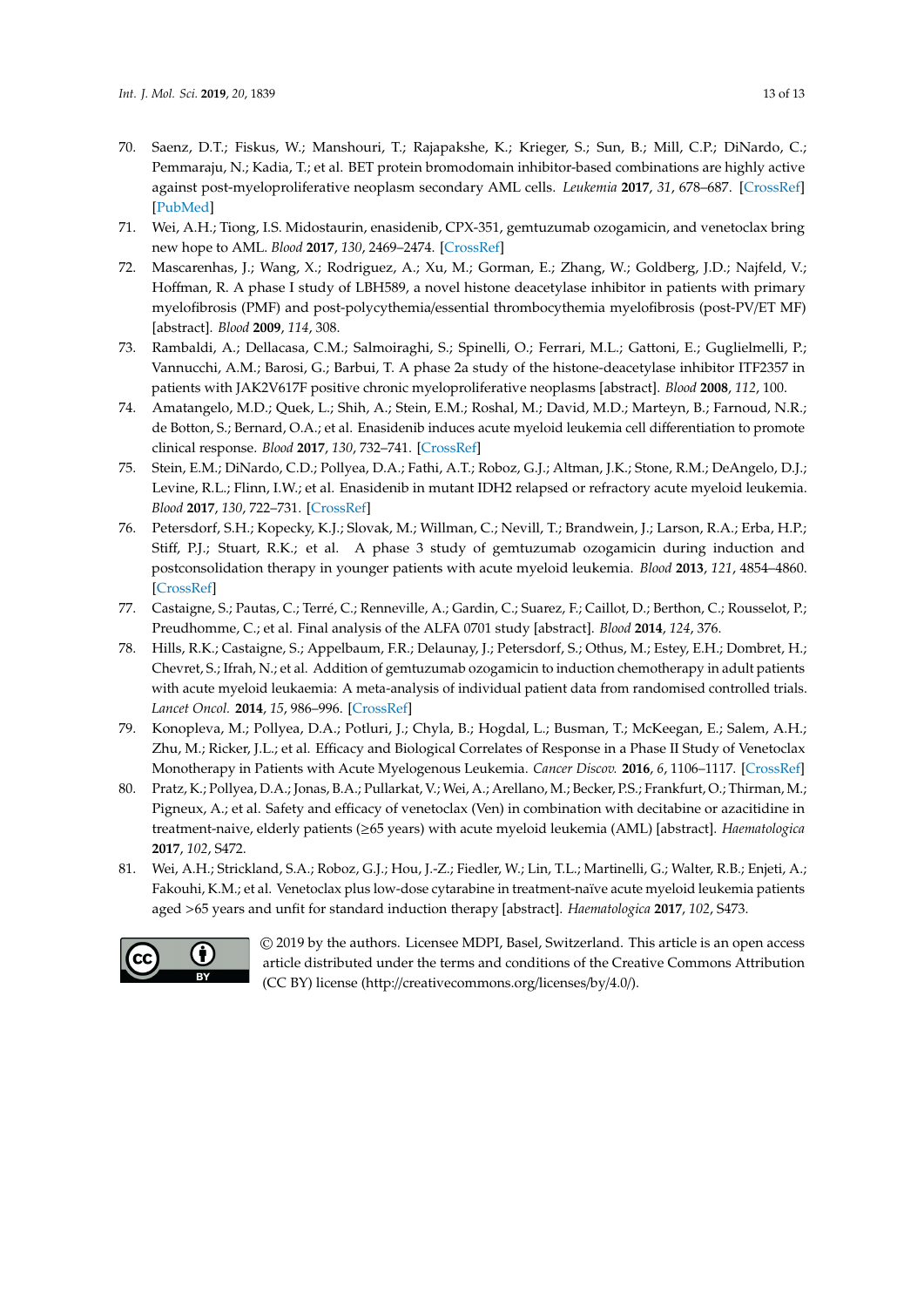70. Saenz, D.T.; Fiskus, W.; Manshouri, T.; Rajapakshe, K.; Krieger, S.; Sun, B.; Mill, C.P.; DiNardo, C.; Pemmaraju, N.; Kadia, T.; et al. BET protein bromodomain inhibitor-based combinations are highly active against post-myeloproliferative neoplasm secondary AML cells. *Leukemia* **2017**, *31*, 678–687. [CrossRef] [PubMed]
71. Wei, A.H.; Tiong, I.S. Midostaurin, enasidenib, CPX-351, gemtuzumab ozogamicin, and venetoclax bring new hope to AML. *Blood* **2017**, *130*, 2469–2474. [CrossRef]
72. Mascarenhas, J.; Wang, X.; Rodriguez, A.; Xu, M.; Gorman, E.; Zhang, W.; Goldberg, J.D.; Najfeld, V.; Hoffman, R. A phase I study of LBH589, a novel histone deacetylase inhibitor in patients with primary myelofibrosis (PMF) and post-polycythemia/essential thrombocythemia myelofibrosis (post-PV/ET MF) [abstract]. *Blood* **2009**, *114*, 308.
73. Rambaldi, A.; Dellacasa, C.M.; Salmoiraghi, S.; Spinelli, O.; Ferrari, M.L.; Gattoni, E.; Guglielmelli, P.; Vannucchi, A.M.; Barosi, G.; Barbui, T. A phase 2a study of the histone-deacetylase inhibitor ITF2357 in patients with JAK2V617F positive chronic myeloproliferative neoplasms [abstract]. *Blood* **2008**, *112*, 100.
74. Amatangelo, M.D.; Quek, L.; Shih, A.; Stein, E.M.; Roshal, M.; David, M.D.; Marteyn, B.; Farnoud, N.R.; de Botton, S.; Bernard, O.A.; et al. Enasidenib induces acute myeloid leukemia cell differentiation to promote clinical response. *Blood* **2017**, *130*, 732–741. [CrossRef]
75. Stein, E.M.; DiNardo, C.D.; Pollyea, D.A.; Fathi, A.T.; Roboz, G.J.; Altman, J.K.; Stone, R.M.; DeAngelo, D.J.; Levine, R.L.; Flinn, I.W.; et al. Enasidenib in mutant IDH2 relapsed or refractory acute myeloid leukemia. *Blood* **2017**, *130*, 722–731. [CrossRef]
76. Petersdorf, S.H.; Kopecky, K.J.; Slovak, M.; Willman, C.; Nevill, T.; Brandwein, J.; Larson, R.A.; Erba, H.P.; Stiff, P.J.; Stuart, R.K.; et al. A phase 3 study of gemtuzumab ozogamicin during induction and postconsolidation therapy in younger patients with acute myeloid leukemia. *Blood* **2013**, *121*, 4854–4860. [CrossRef]
77. Castaigne, S.; Pautas, C.; Terré, C.; Renneville, A.; Gardin, C.; Suarez, F.; Caillot, D.; Berthon, C.; Rousselot, P.; Preudhomme, C.; et al. Final analysis of the ALFA 0701 study [abstract]. *Blood* **2014**, *124*, 376.
78. Hills, R.K.; Castaigne, S.; Appelbaum, F.R.; Delaunay, J.; Petersdorf, S.; Othus, M.; Estey, E.H.; Dombret, H.; Chevret, S.; Ifrah, N.; et al. Addition of gemtuzumab ozogamicin to induction chemotherapy in adult patients with acute myeloid leukaemia: A meta-analysis of individual patient data from randomised controlled trials. *Lancet Oncol.* **2014**, *15*, 986–996. [CrossRef]
79. Konopleva, M.; Pollyea, D.A.; Potluri, J.; Chyla, B.; Hogdal, L.; Busman, T.; McKeegan, E.; Salem, A.H.; Zhu, M.; Ricker, J.L.; et al. Efficacy and Biological Correlates of Response in a Phase II Study of Venetoclax Monotherapy in Patients with Acute Myelogenous Leukemia. *Cancer Discov.* **2016**, *6*, 1106–1117. [CrossRef]
80. Pratz, K.; Pollyea, D.A.; Jonas, B.A.; Pullarkat, V.; Wei, A.; Arellano, M.; Becker, P.S.; Frankfurt, O.; Thirman, M.; Pigneux, A.; et al. Safety and efficacy of venetoclax (Ven) in combination with decitabine or azacitidine in treatment-naive, elderly patients (≥65 years) with acute myeloid leukemia (AML) [abstract]. *Haematologica* **2017**, *102*, S472.
81. Wei, A.H.; Strickland, S.A.; Roboz, G.J.; Hou, J.-Z.; Fiedler, W.; Lin, T.L.; Martinelli, G.; Walter, R.B.; Enjeti, A.; Fakouhi, K.M.; et al. Venetoclax plus low-dose cytarabine in treatment-naïve acute myeloid leukemia patients aged >65 years and unfit for standard induction therapy [abstract]. *Haematologica* **2017**, *102*, S473.

© 2019 by the authors. Licensee MDPI, Basel, Switzerland. This article is an open access article distributed under the terms and conditions of the Creative Commons Attribution (CC BY) license (http://creativecommons.org/licenses/by/4.0/).